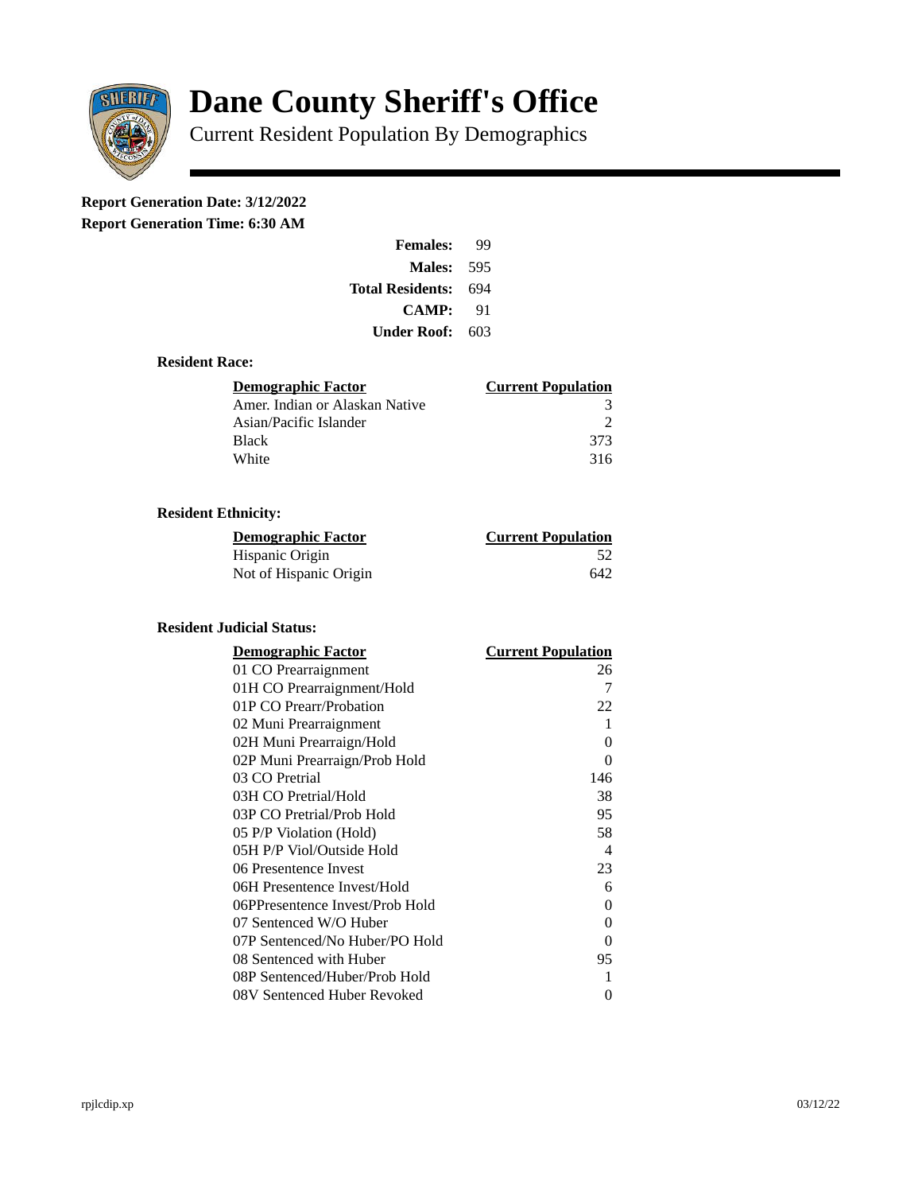# Dane County Sheriff's Office

Current Resident Population By Demographics

**Report Generation Date: 3/12/2022**
**Report Generation Time: 6:30 AM**

| | |
|---|---|
| **Females:** | 99 |
| **Males:** | 595 |
| **Total Residents:** | 694 |
| **CAMP:** | 91 |
| **Under Roof:** | 603 |

### Resident Race:

| Demographic Factor | Current Population |
|---|---|
| Amer. Indian or Alaskan Native | 3 |
| Asian/Pacific Islander | 2 |
| Black | 373 |
| White | 316 |

### Resident Ethnicity:

| Demographic Factor | Current Population |
|---|---|
| Hispanic Origin | 52 |
| Not of Hispanic Origin | 642 |

### Resident Judicial Status:

| Demographic Factor | Current Population |
|---|---|
| 01 CO Prearraignment | 26 |
| 01H CO Prearraignment/Hold | 7 |
| 01P CO Prearr/Probation | 22 |
| 02 Muni Prearraignment | 1 |
| 02H Muni Prearraign/Hold | 0 |
| 02P Muni Prearraign/Prob Hold | 0 |
| 03 CO Pretrial | 146 |
| 03H CO Pretrial/Hold | 38 |
| 03P CO Pretrial/Prob Hold | 95 |
| 05 P/P Violation (Hold) | 58 |
| 05H P/P Viol/Outside Hold | 4 |
| 06 Presentence Invest | 23 |
| 06H Presentence Invest/Hold | 6 |
| 06PPresentence Invest/Prob Hold | 0 |
| 07 Sentenced W/O Huber | 0 |
| 07P Sentenced/No Huber/PO Hold | 0 |
| 08 Sentenced with Huber | 95 |
| 08P Sentenced/Huber/Prob Hold | 1 |
| 08V Sentenced Huber Revoked | 0 |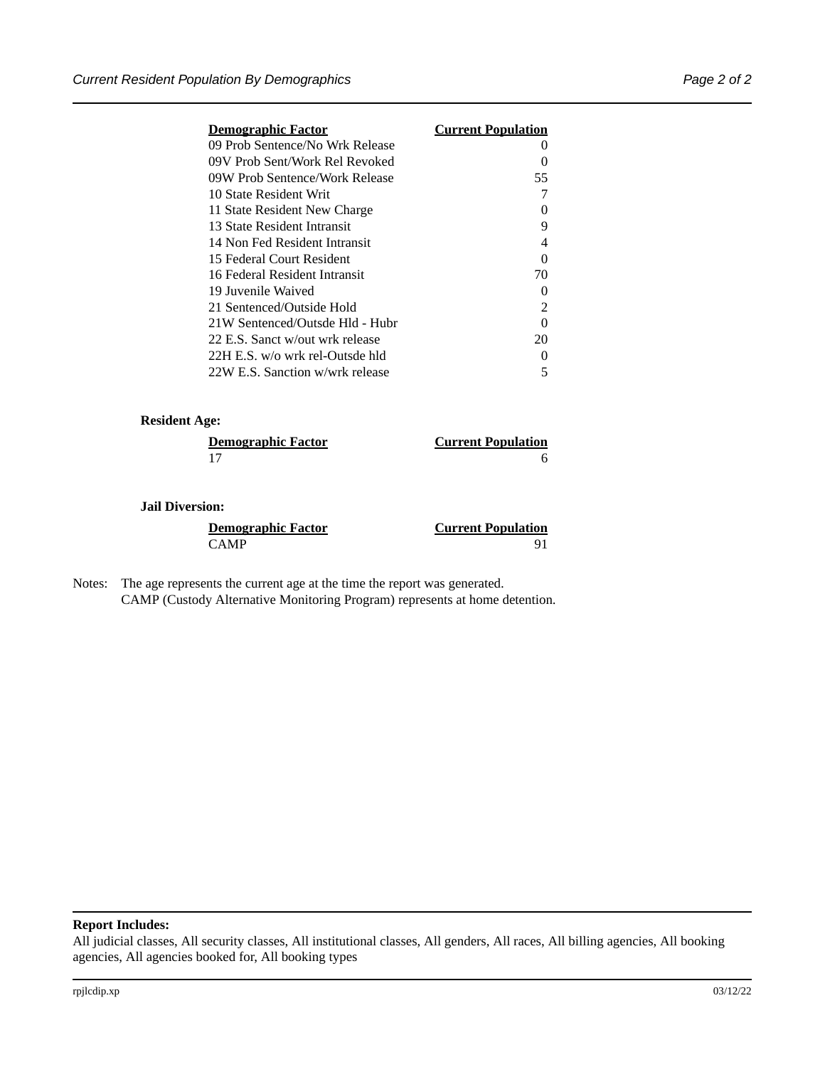| Demographic Factor | Current Population |
|---|---|
| 09 Prob Sentence/No Wrk Release | 0 |
| 09V Prob Sent/Work Rel Revoked | 0 |
| 09W Prob Sentence/Work Release | 55 |
| 10 State Resident Writ | 7 |
| 11 State Resident New Charge | 0 |
| 13 State Resident Intransit | 9 |
| 14 Non Fed Resident Intransit | 4 |
| 15 Federal Court Resident | 0 |
| 16 Federal Resident Intransit | 70 |
| 19 Juvenile Waived | 0 |
| 21 Sentenced/Outside Hold | 2 |
| 21W Sentenced/Outsde Hld - Hubr | 0 |
| 22 E.S. Sanct w/out wrk release | 20 |
| 22H E.S. w/o wrk rel-Outsde hld | 0 |
| 22W E.S. Sanction w/wrk release | 5 |

**Resident Age:**

| Demographic Factor | Current Population |
|---|---|
| 17 | 6 |

**Jail Diversion:**

| Demographic Factor | Current Population |
|---|---|
| CAMP | 91 |

Notes: The age represents the current age at the time the report was generated.
CAMP (Custody Alternative Monitoring Program) represents at home detention.

**Report Includes:**

All judicial classes, All security classes, All institutional classes, All genders, All races, All billing agencies, All booking agencies, All agencies booked for, All booking types

rpjlcdip.xp 03/12/22